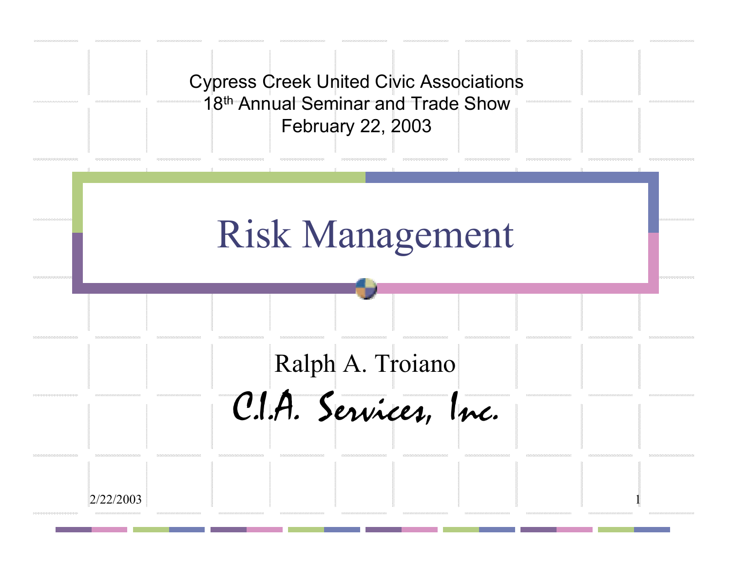Cypress Creek United Civic Associations
18th Annual Seminar and Trade Show
February 22, 2003

# Risk Management

Ralph A. Troiano

*C.I.A. Services, Inc.*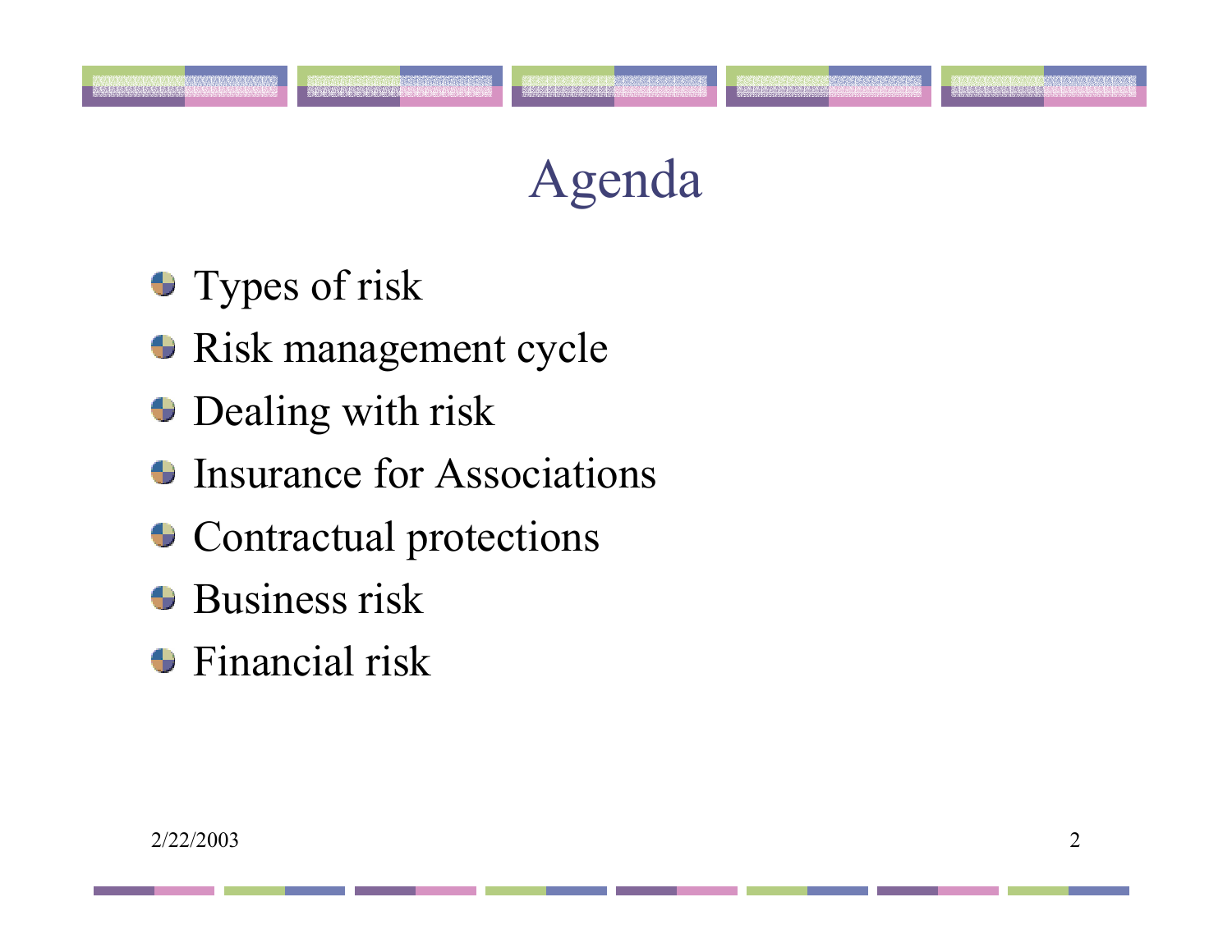# Agenda

- Types of risk
- Risk management cycle
- Dealing with risk
- Insurance for Associations
- Contractual protections
- Business risk
- Financial risk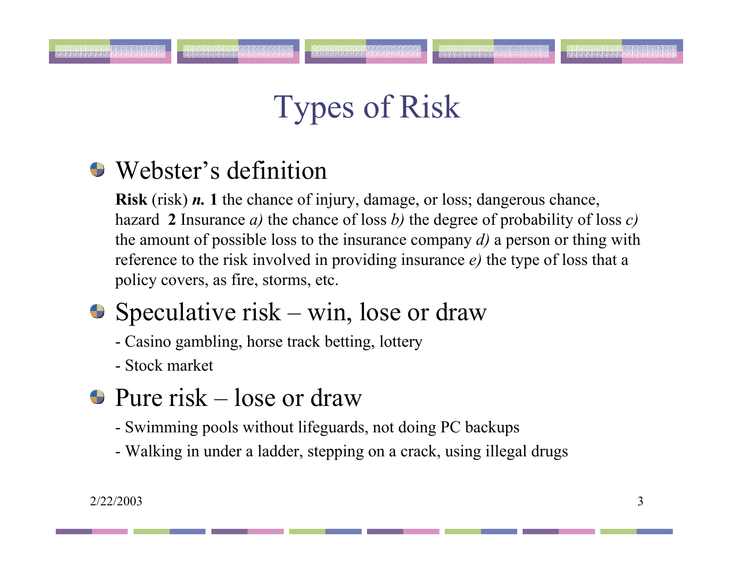# Types of Risk

- Webster's definition

  **Risk** (risk) ***n.*** **1** the chance of injury, damage, or loss; dangerous chance, hazard **2** Insurance *a)* the chance of loss *b)* the degree of probability of loss *c)* the amount of possible loss to the insurance company *d)* a person or thing with reference to the risk involved in providing insurance *e)* the type of loss that a policy covers, as fire, storms, etc.

- Speculative risk – win, lose or draw

  - Casino gambling, horse track betting, lottery

  - Stock market

- Pure risk – lose or draw

  - Swimming pools without lifeguards, not doing PC backups

  - Walking in under a ladder, stepping on a crack, using illegal drugs

2/22/2003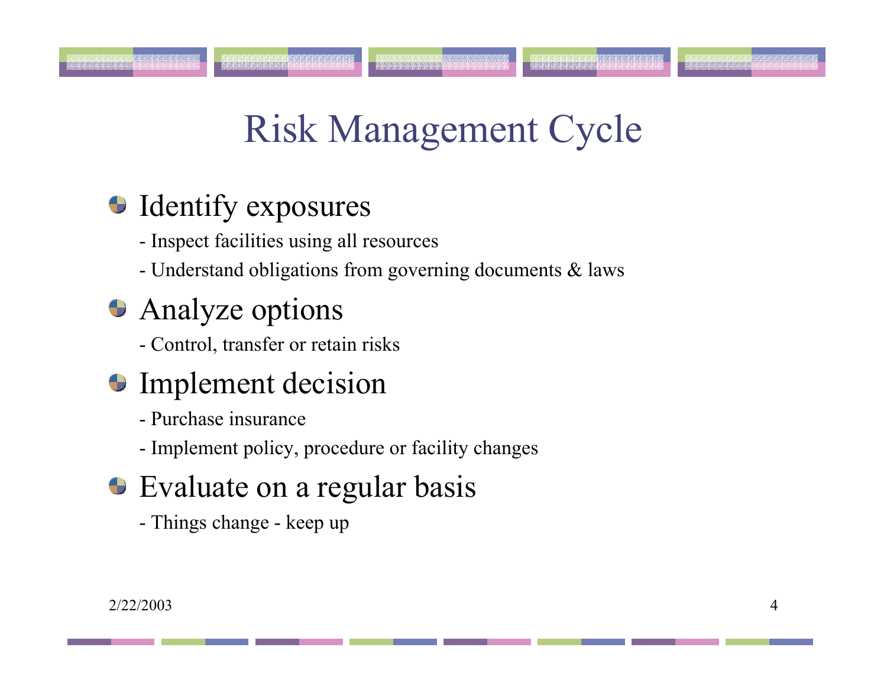# Risk Management Cycle

- Identify exposures
  - Inspect facilities using all resources
  - Understand obligations from governing documents & laws
- Analyze options
  - Control, transfer or retain risks
- Implement decision
  - Purchase insurance
  - Implement policy, procedure or facility changes
- Evaluate on a regular basis
  - Things change - keep up

2/22/2003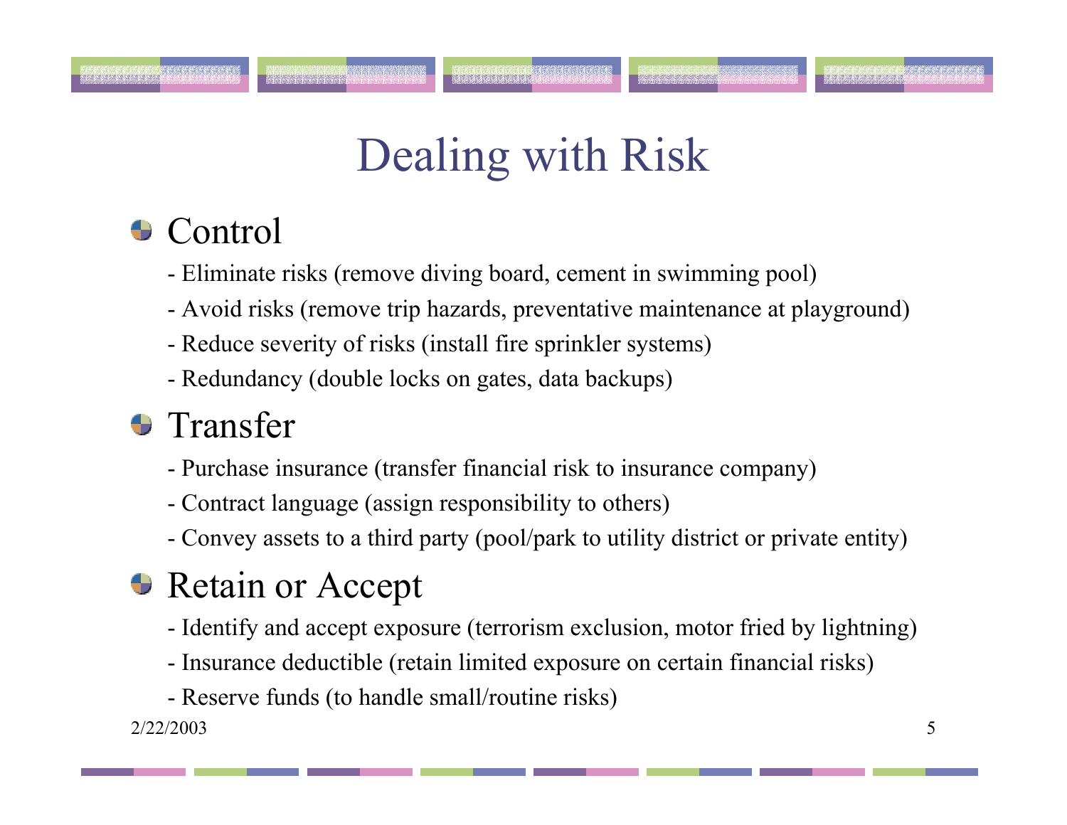# Dealing with Risk

- Control
  - Eliminate risks (remove diving board, cement in swimming pool)
  - Avoid risks (remove trip hazards, preventative maintenance at playground)
  - Reduce severity of risks (install fire sprinkler systems)
  - Redundancy (double locks on gates, data backups)
- Transfer
  - Purchase insurance (transfer financial risk to insurance company)
  - Contract language (assign responsibility to others)
  - Convey assets to a third party (pool/park to utility district or private entity)
- Retain or Accept
  - Identify and accept exposure (terrorism exclusion, motor fried by lightning)
  - Insurance deductible (retain limited exposure on certain financial risks)
  - Reserve funds (to handle small/routine risks)

2/22/2003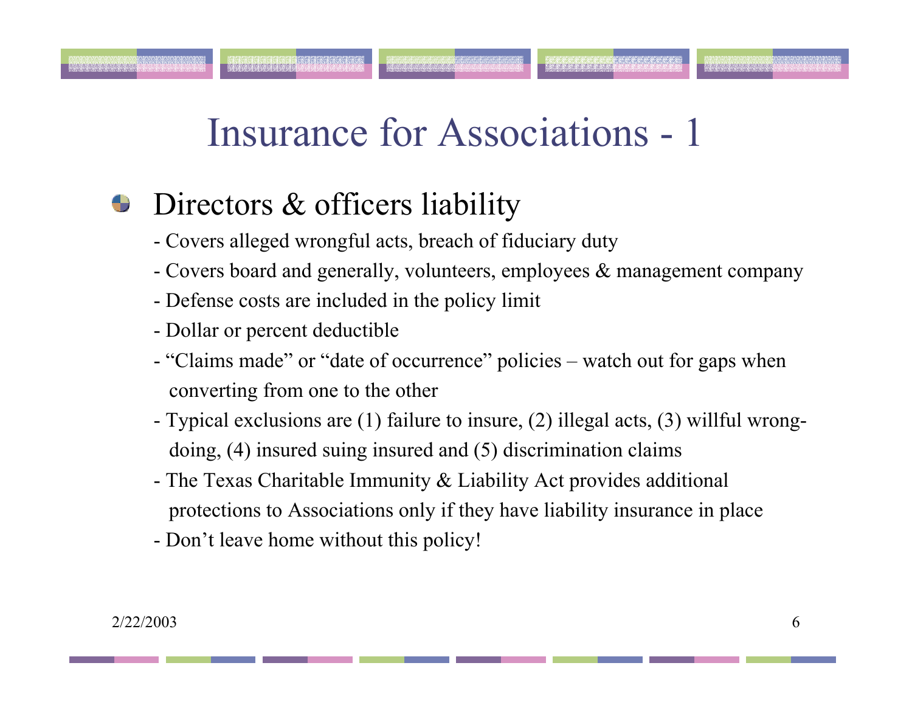# Insurance for Associations - 1

- Directors & officers liability
  - Covers alleged wrongful acts, breach of fiduciary duty
  - Covers board and generally, volunteers, employees & management company
  - Defense costs are included in the policy limit
  - Dollar or percent deductible
  - "Claims made" or "date of occurrence" policies – watch out for gaps when converting from one to the other
  - Typical exclusions are (1) failure to insure, (2) illegal acts, (3) willful wrong-doing, (4) insured suing insured and (5) discrimination claims
  - The Texas Charitable Immunity & Liability Act provides additional protections to Associations only if they have liability insurance in place
  - Don't leave home without this policy!

2/22/2003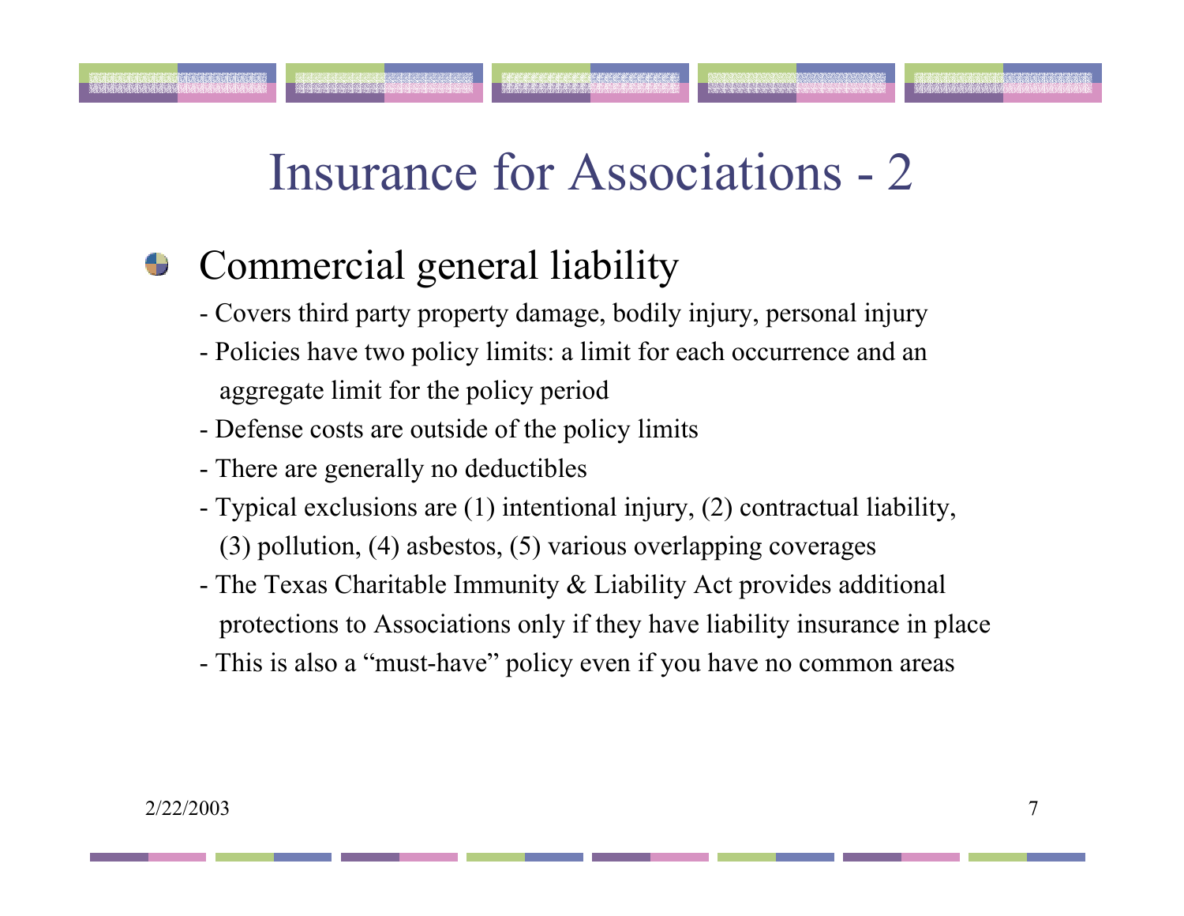# Insurance for Associations - 2

- Commercial general liability
  - Covers third party property damage, bodily injury, personal injury
  - Policies have two policy limits: a limit for each occurrence and an aggregate limit for the policy period
  - Defense costs are outside of the policy limits
  - There are generally no deductibles
  - Typical exclusions are (1) intentional injury, (2) contractual liability, (3) pollution, (4) asbestos, (5) various overlapping coverages
  - The Texas Charitable Immunity & Liability Act provides additional protections to Associations only if they have liability insurance in place
  - This is also a "must-have" policy even if you have no common areas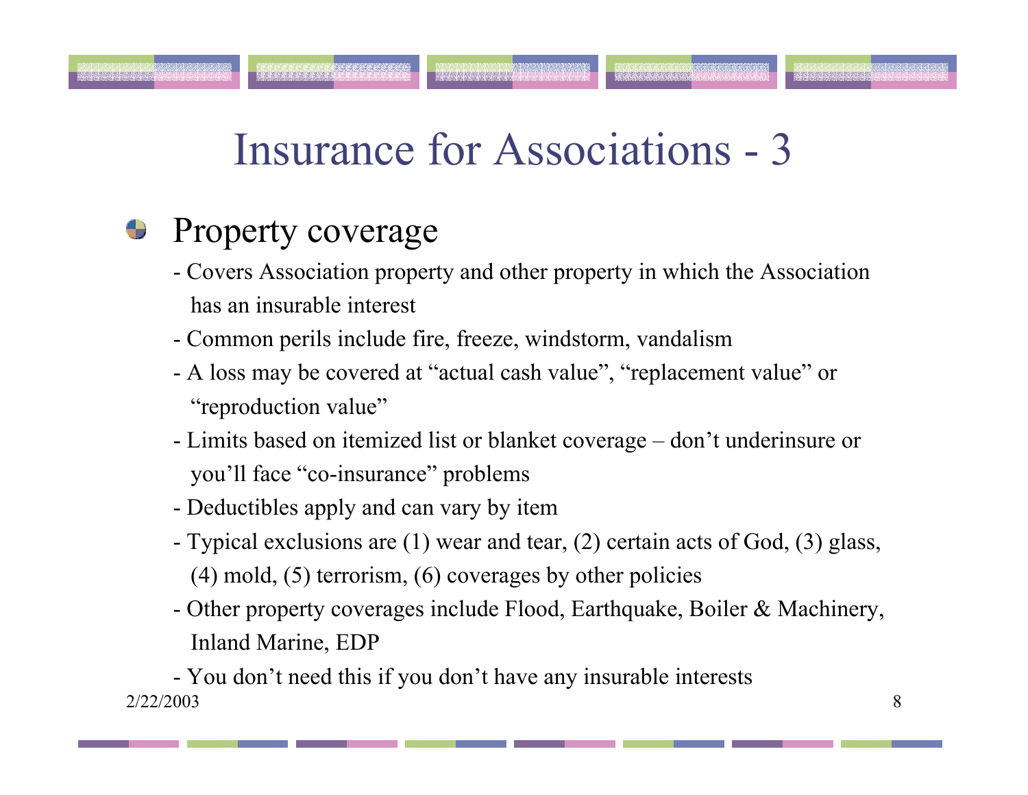# Insurance for Associations - 3

- Property coverage
  - Covers Association property and other property in which the Association has an insurable interest
  - Common perils include fire, freeze, windstorm, vandalism
  - A loss may be covered at "actual cash value", "replacement value" or "reproduction value"
  - Limits based on itemized list or blanket coverage – don't underinsure or you'll face "co-insurance" problems
  - Deductibles apply and can vary by item
  - Typical exclusions are (1) wear and tear, (2) certain acts of God, (3) glass, (4) mold, (5) terrorism, (6) coverages by other policies
  - Other property coverages include Flood, Earthquake, Boiler & Machinery, Inland Marine, EDP
  - You don't need this if you don't have any insurable interests

2/22/2003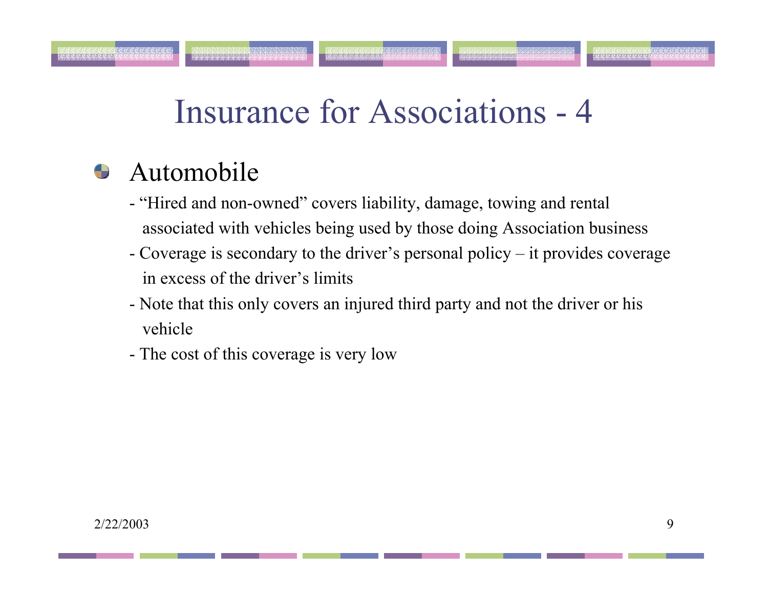# Insurance for Associations - 4

- Automobile
  - "Hired and non-owned" covers liability, damage, towing and rental associated with vehicles being used by those doing Association business
  - Coverage is secondary to the driver's personal policy – it provides coverage in excess of the driver's limits
  - Note that this only covers an injured third party and not the driver or his vehicle
  - The cost of this coverage is very low

2/22/2003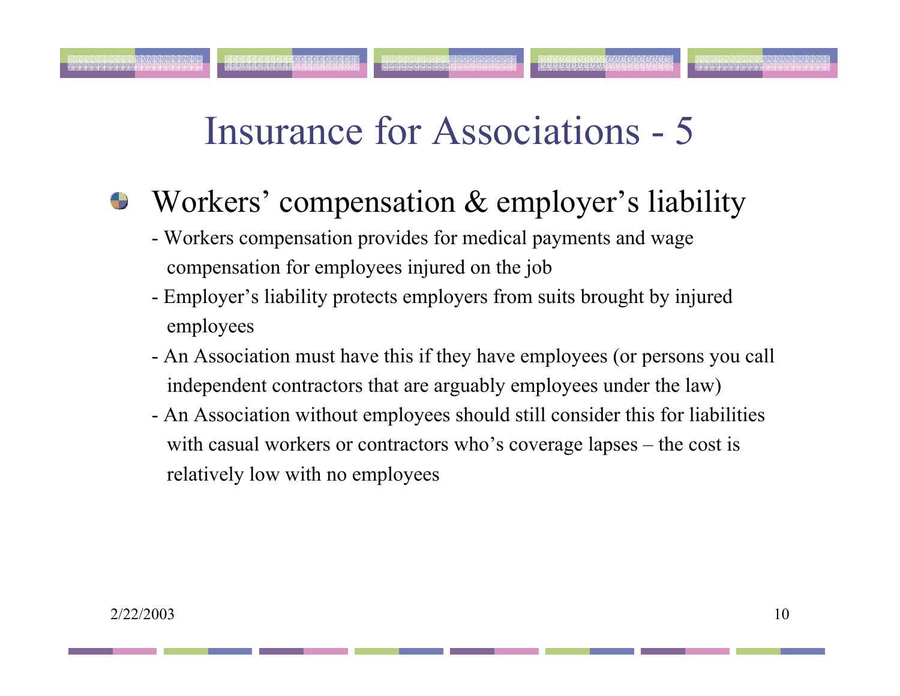# Insurance for Associations - 5

- Workers' compensation & employer's liability
  - Workers compensation provides for medical payments and wage compensation for employees injured on the job
  - Employer's liability protects employers from suits brought by injured employees
  - An Association must have this if they have employees (or persons you call independent contractors that are arguably employees under the law)
  - An Association without employees should still consider this for liabilities with casual workers or contractors who's coverage lapses – the cost is relatively low with no employees

2/22/2003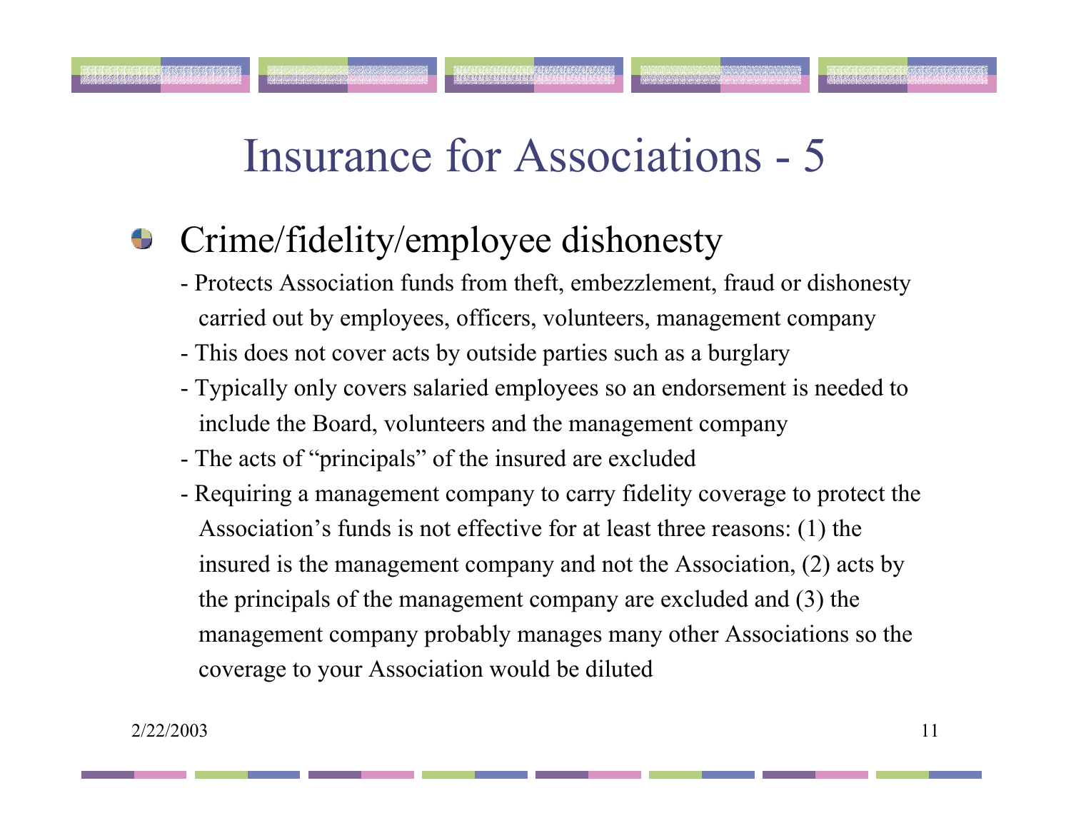# Insurance for Associations - 5

- Crime/fidelity/employee dishonesty
  - Protects Association funds from theft, embezzlement, fraud or dishonesty carried out by employees, officers, volunteers, management company
  - This does not cover acts by outside parties such as a burglary
  - Typically only covers salaried employees so an endorsement is needed to include the Board, volunteers and the management company
  - The acts of "principals" of the insured are excluded
  - Requiring a management company to carry fidelity coverage to protect the Association's funds is not effective for at least three reasons: (1) the insured is the management company and not the Association, (2) acts by the principals of the management company are excluded and (3) the management company probably manages many other Associations so the coverage to your Association would be diluted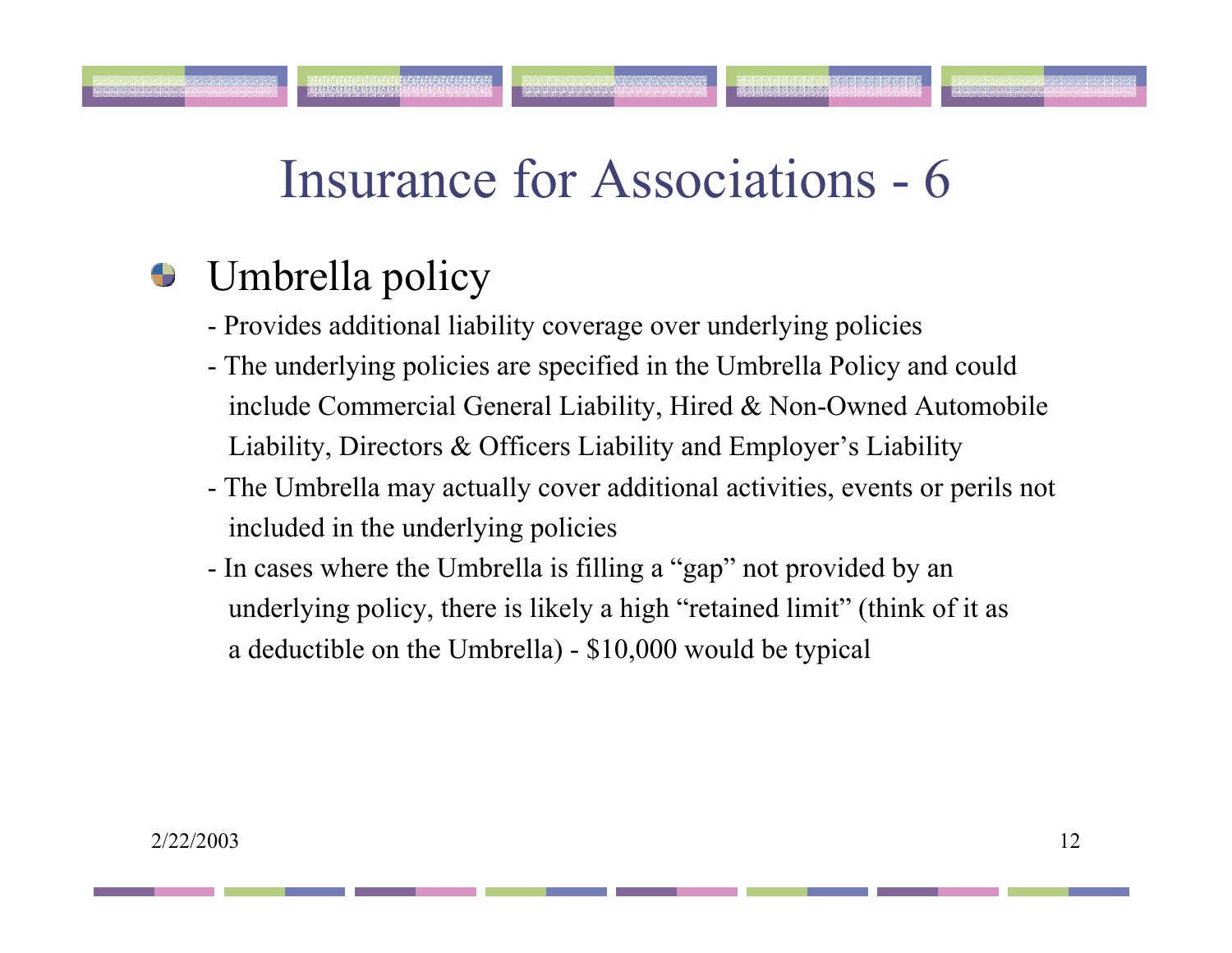# Insurance for Associations - 6

- Umbrella policy
  - Provides additional liability coverage over underlying policies
  - The underlying policies are specified in the Umbrella Policy and could include Commercial General Liability, Hired & Non-Owned Automobile Liability, Directors & Officers Liability and Employer's Liability
  - The Umbrella may actually cover additional activities, events or perils not included in the underlying policies
  - In cases where the Umbrella is filling a "gap" not provided by an underlying policy, there is likely a high "retained limit" (think of it as a deductible on the Umbrella) - $10,000 would be typical

2/22/2003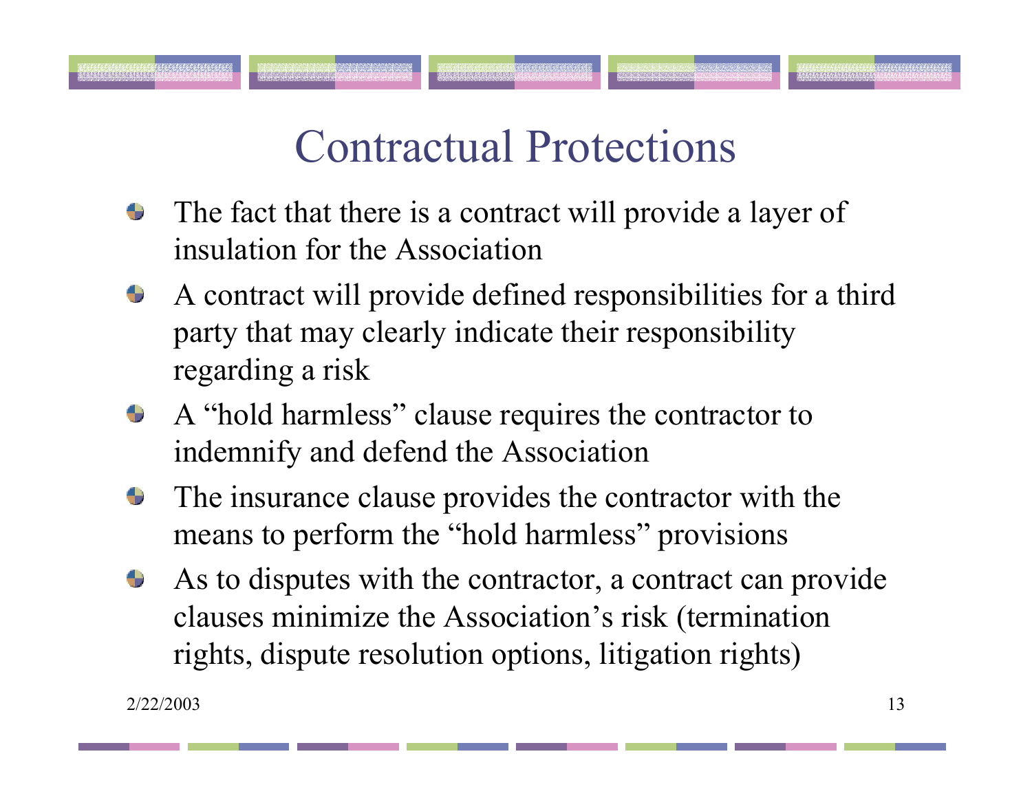# Contractual Protections

- The fact that there is a contract will provide a layer of insulation for the Association
- A contract will provide defined responsibilities for a third party that may clearly indicate their responsibility regarding a risk
- A "hold harmless" clause requires the contractor to indemnify and defend the Association
- The insurance clause provides the contractor with the means to perform the "hold harmless" provisions
- As to disputes with the contractor, a contract can provide clauses minimize the Association's risk (termination rights, dispute resolution options, litigation rights)

2/22/2003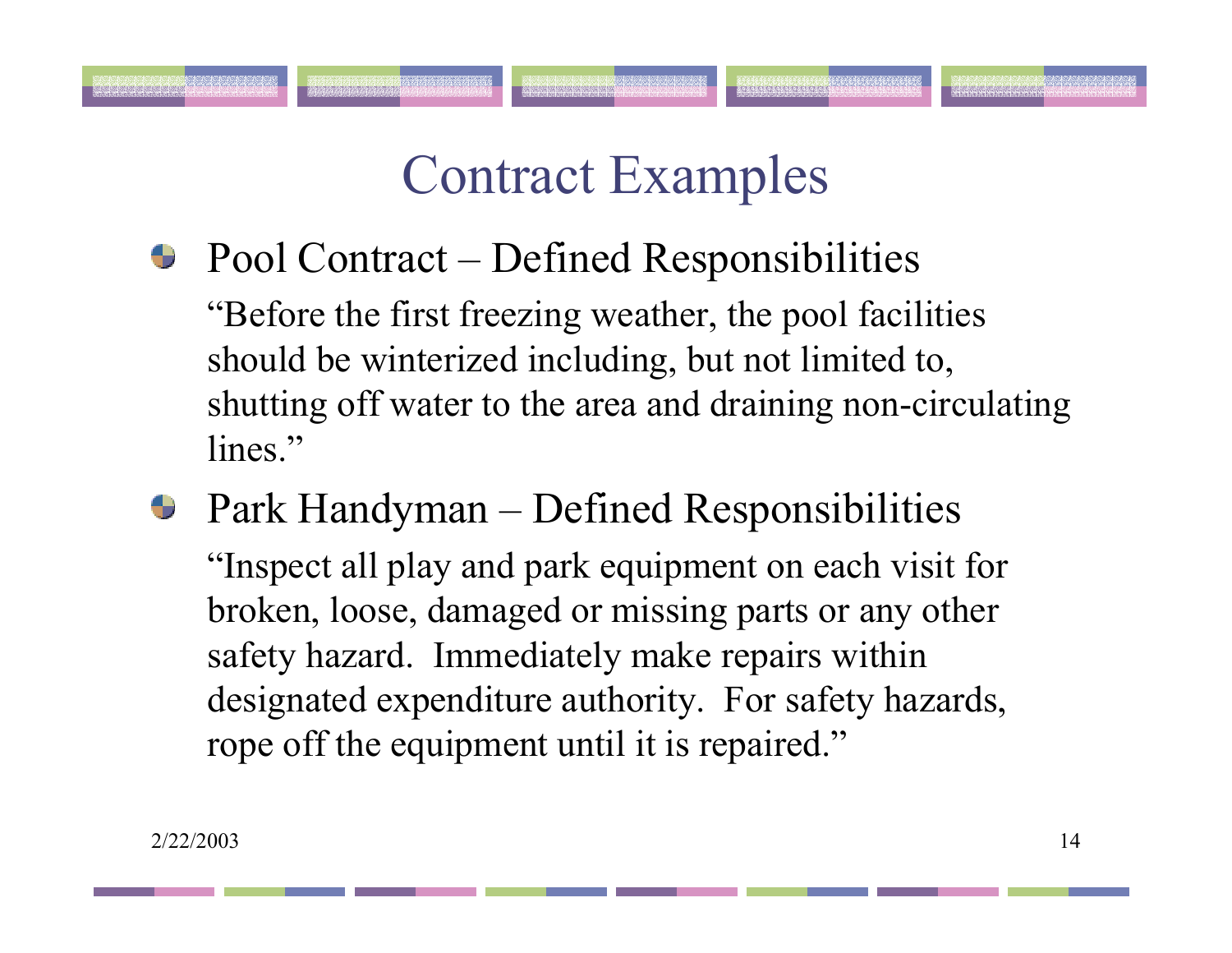# Contract Examples

- Pool Contract – Defined Responsibilities

  "Before the first freezing weather, the pool facilities should be winterized including, but not limited to, shutting off water to the area and draining non-circulating lines."

- Park Handyman – Defined Responsibilities

  "Inspect all play and park equipment on each visit for broken, loose, damaged or missing parts or any other safety hazard. Immediately make repairs within designated expenditure authority. For safety hazards, rope off the equipment until it is repaired."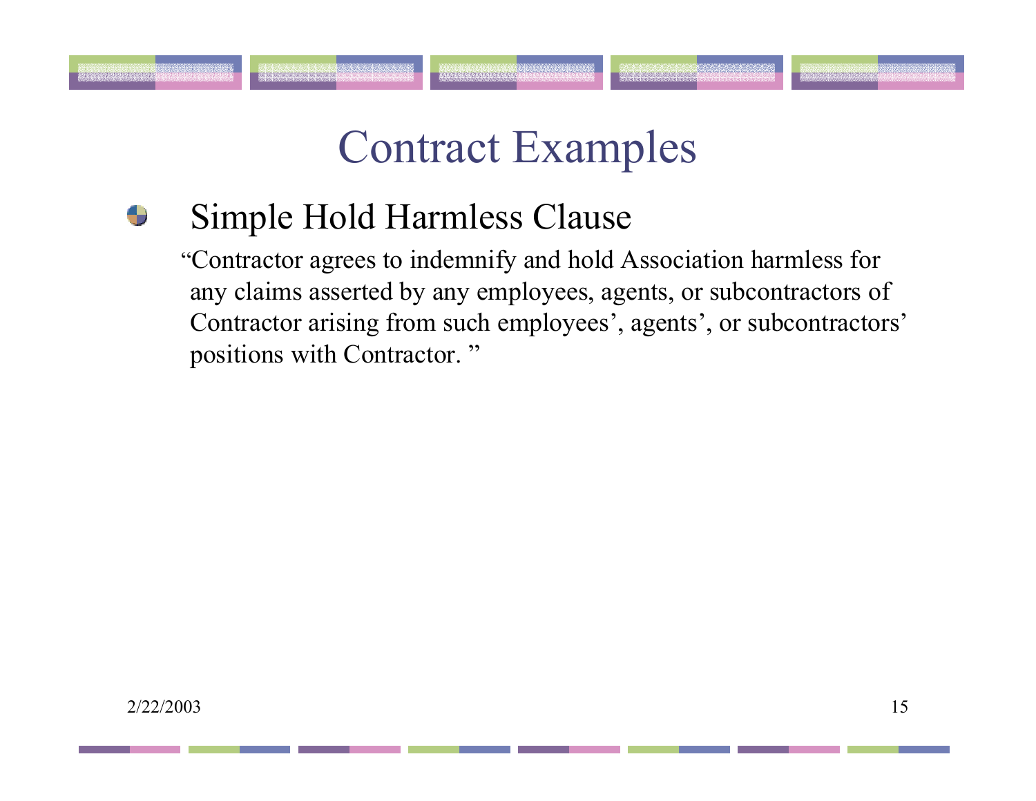# Contract Examples

- Simple Hold Harmless Clause

  "Contractor agrees to indemnify and hold Association harmless for any claims asserted by any employees, agents, or subcontractors of Contractor arising from such employees', agents', or subcontractors' positions with Contractor. "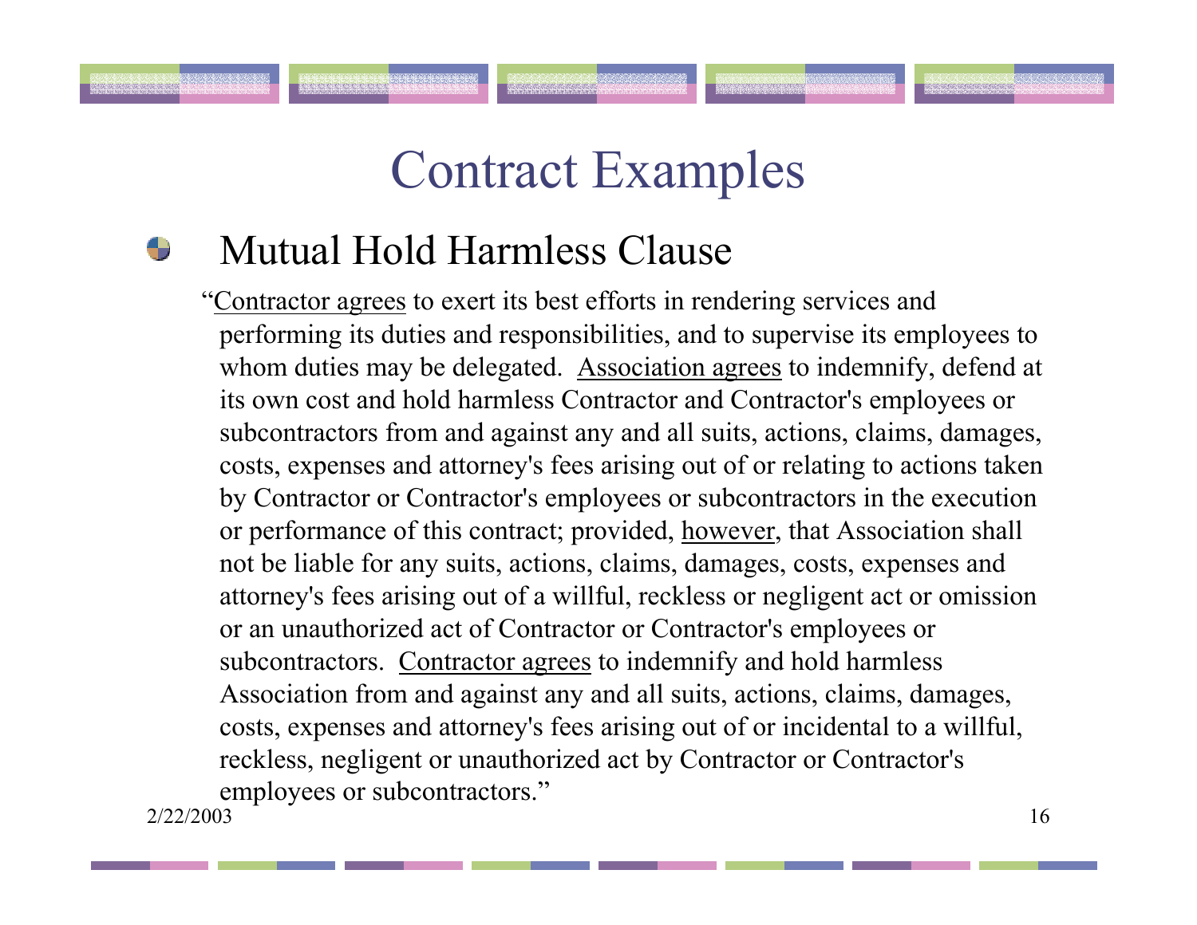# Contract Examples

- Mutual Hold Harmless Clause

"Contractor agrees to exert its best efforts in rendering services and performing its duties and responsibilities, and to supervise its employees to whom duties may be delegated. Association agrees to indemnify, defend at its own cost and hold harmless Contractor and Contractor's employees or subcontractors from and against any and all suits, actions, claims, damages, costs, expenses and attorney's fees arising out of or relating to actions taken by Contractor or Contractor's employees or subcontractors in the execution or performance of this contract; provided, however, that Association shall not be liable for any suits, actions, claims, damages, costs, expenses and attorney's fees arising out of a willful, reckless or negligent act or omission or an unauthorized act of Contractor or Contractor's employees or subcontractors. Contractor agrees to indemnify and hold harmless Association from and against any and all suits, actions, claims, damages, costs, expenses and attorney's fees arising out of or incidental to a willful, reckless, negligent or unauthorized act by Contractor or Contractor's employees or subcontractors."

2/22/2003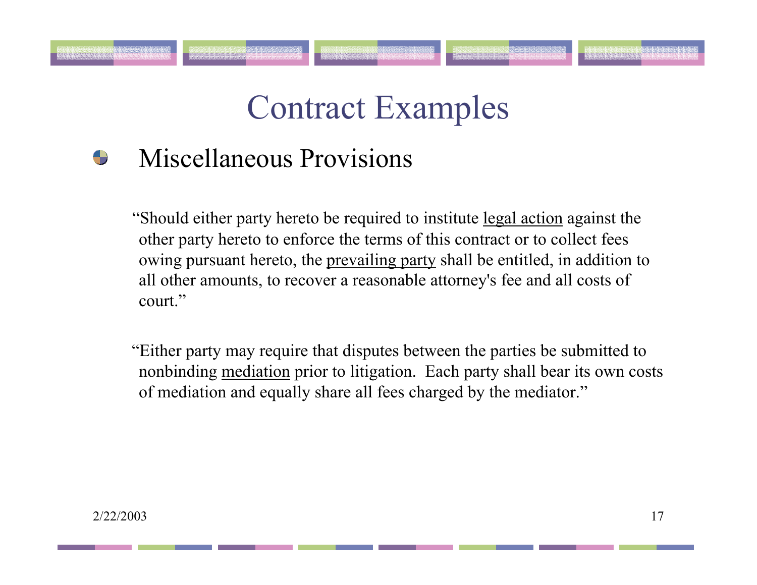# Contract Examples

- Miscellaneous Provisions

"Should either party hereto be required to institute <u>legal action</u> against the other party hereto to enforce the terms of this contract or to collect fees owing pursuant hereto, the <u>prevailing party</u> shall be entitled, in addition to all other amounts, to recover a reasonable attorney's fee and all costs of court."

"Either party may require that disputes between the parties be submitted to nonbinding <u>mediation</u> prior to litigation. Each party shall bear its own costs of mediation and equally share all fees charged by the mediator."

2/22/2003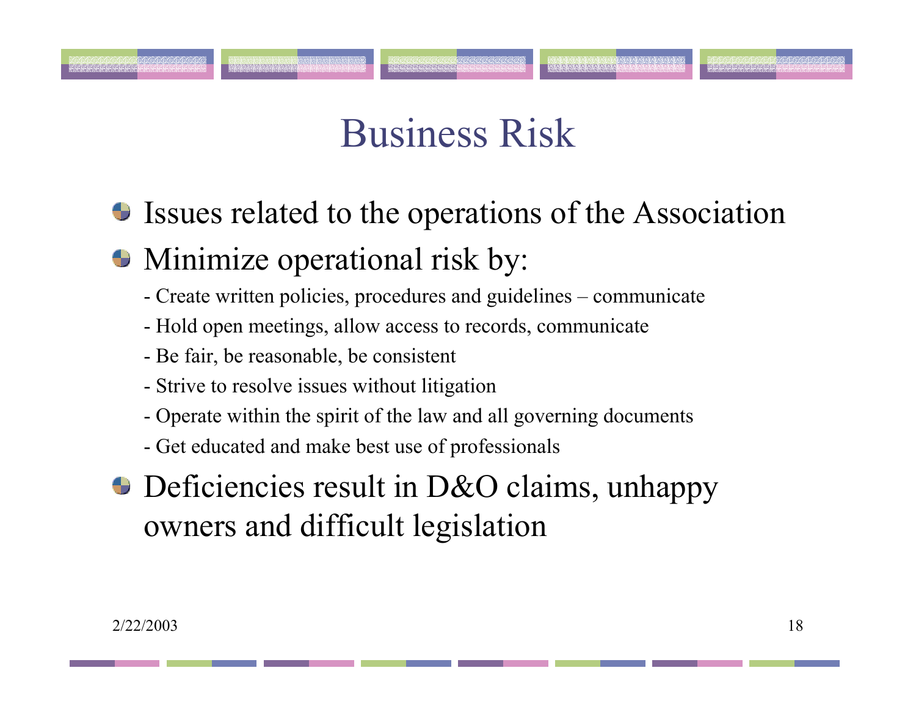# Business Risk

- Issues related to the operations of the Association
- Minimize operational risk by:
  - Create written policies, procedures and guidelines – communicate
  - Hold open meetings, allow access to records, communicate
  - Be fair, be reasonable, be consistent
  - Strive to resolve issues without litigation
  - Operate within the spirit of the law and all governing documents
  - Get educated and make best use of professionals
- Deficiencies result in D&O claims, unhappy owners and difficult legislation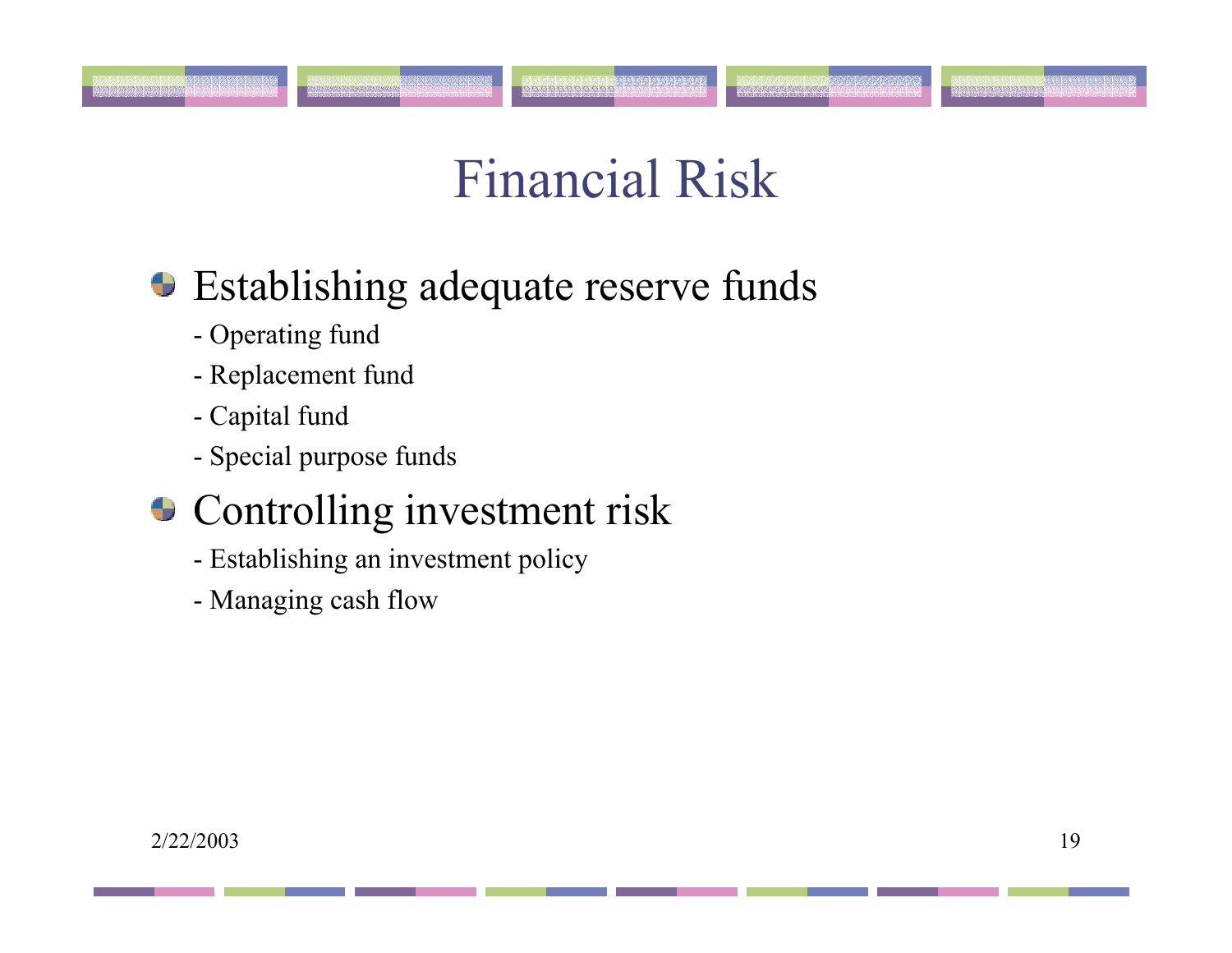# Financial Risk

- Establishing adequate reserve funds
  - Operating fund
  - Replacement fund
  - Capital fund
  - Special purpose funds
- Controlling investment risk
  - Establishing an investment policy
  - Managing cash flow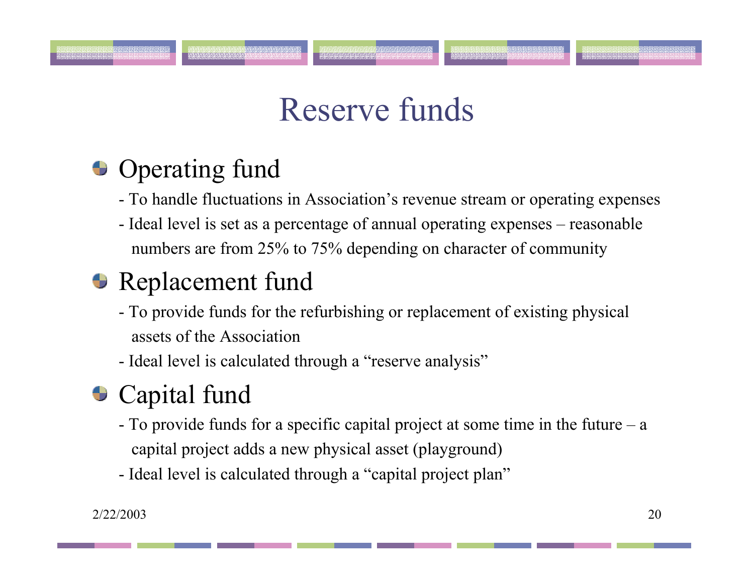# Reserve funds

- Operating fund
  - To handle fluctuations in Association's revenue stream or operating expenses
  - Ideal level is set as a percentage of annual operating expenses – reasonable numbers are from 25% to 75% depending on character of community
- Replacement fund
  - To provide funds for the refurbishing or replacement of existing physical assets of the Association
  - Ideal level is calculated through a "reserve analysis"
- Capital fund
  - To provide funds for a specific capital project at some time in the future – a capital project adds a new physical asset (playground)
  - Ideal level is calculated through a "capital project plan"

2/22/2003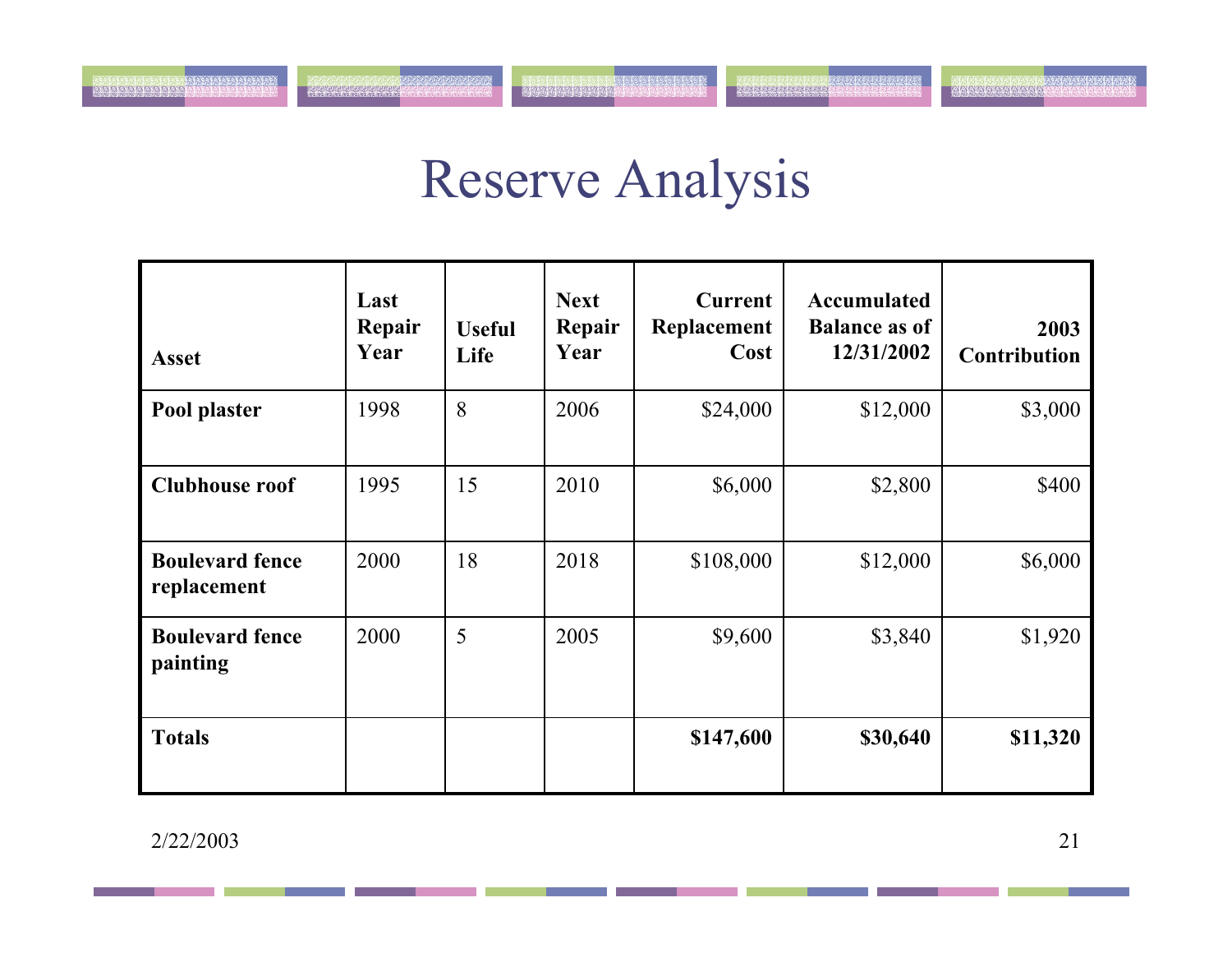# Reserve Analysis

| Asset | Last Repair Year | Useful Life | Next Repair Year | Current Replacement Cost | Accumulated Balance as of 12/31/2002 | 2003 Contribution |
|---|---|---|---|---|---|---|
| **Pool plaster** | 1998 | 8 | 2006 | $24,000 | $12,000 | $3,000 |
| **Clubhouse roof** | 1995 | 15 | 2010 | $6,000 | $2,800 | $400 |
| **Boulevard fence replacement** | 2000 | 18 | 2018 | $108,000 | $12,000 | $6,000 |
| **Boulevard fence painting** | 2000 | 5 | 2005 | $9,600 | $3,840 | $1,920 |
| **Totals** | | | | **$147,600** | **$30,640** | **$11,320** |

2/22/2003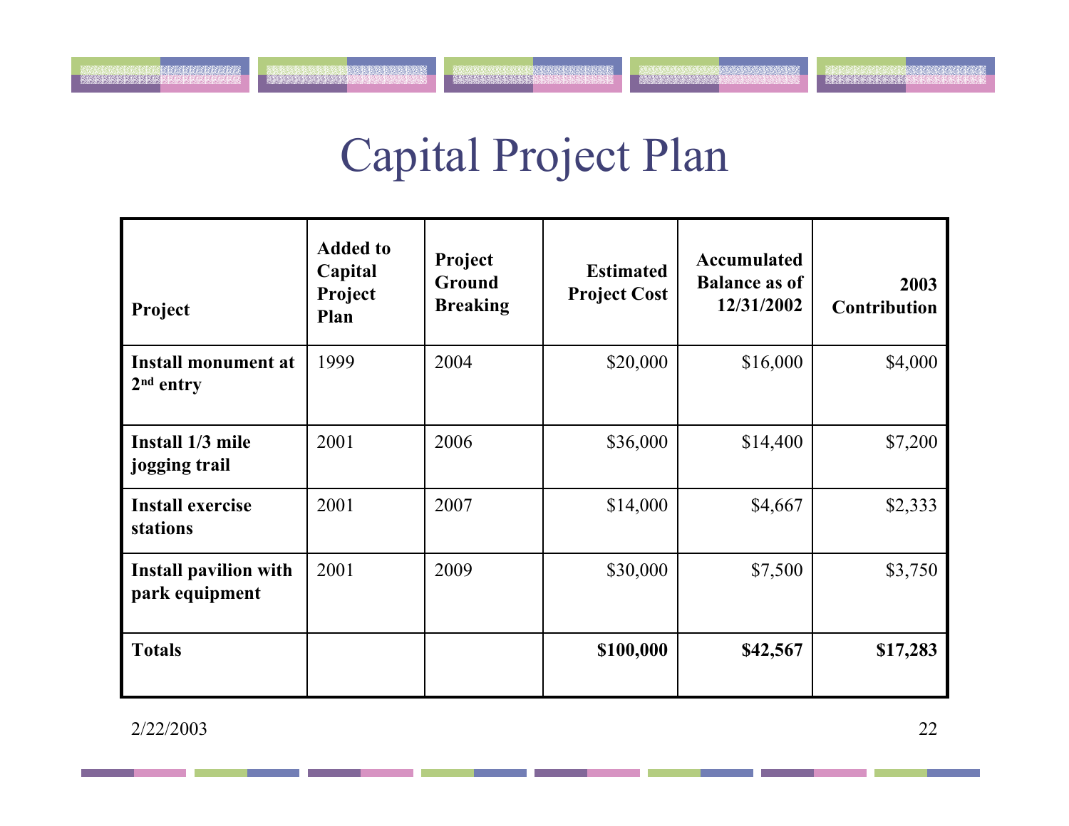# Capital Project Plan

| Project | Added to Capital Project Plan | Project Ground Breaking | Estimated Project Cost | Accumulated Balance as of 12/31/2002 | 2003 Contribution |
|---|---|---|---|---|---|
| **Install monument at 2nd entry** | 1999 | 2004 | $20,000 | $16,000 | $4,000 |
| **Install 1/3 mile jogging trail** | 2001 | 2006 | $36,000 | $14,400 | $7,200 |
| **Install exercise stations** | 2001 | 2007 | $14,000 | $4,667 | $2,333 |
| **Install pavilion with park equipment** | 2001 | 2009 | $30,000 | $7,500 | $3,750 |
| **Totals** | | | **$100,000** | **$42,567** | **$17,283** |

2/22/2003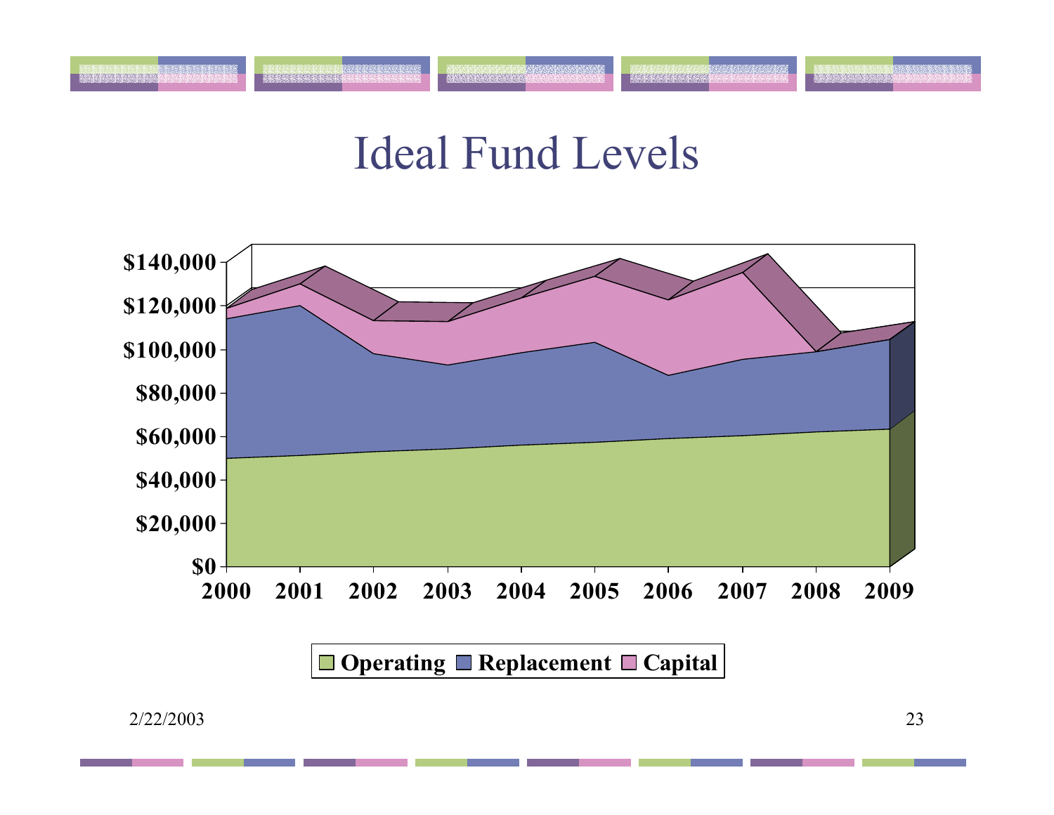# Ideal Fund Levels

$140,000
$120,000
$100,000
$80,000
$60,000
$40,000
$20,000
$0

2000 2001 2002 2003 2004 2005 2006 2007 2008 2009

Operating Replacement Capital

2/22/2003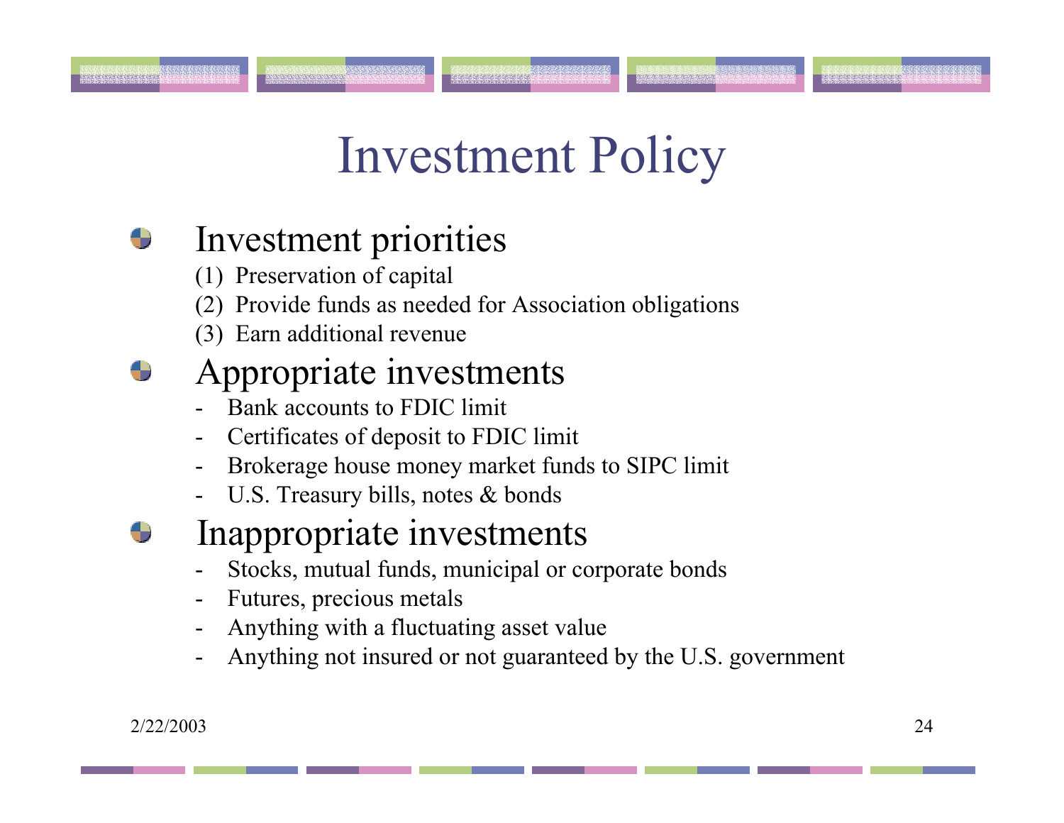# Investment Policy

- Investment priorities
  (1) Preservation of capital
  (2) Provide funds as needed for Association obligations
  (3) Earn additional revenue

- Appropriate investments
  - Bank accounts to FDIC limit
  - Certificates of deposit to FDIC limit
  - Brokerage house money market funds to SIPC limit
  - U.S. Treasury bills, notes & bonds

- Inappropriate investments
  - Stocks, mutual funds, municipal or corporate bonds
  - Futures, precious metals
  - Anything with a fluctuating asset value
  - Anything not insured or not guaranteed by the U.S. government

2/22/2003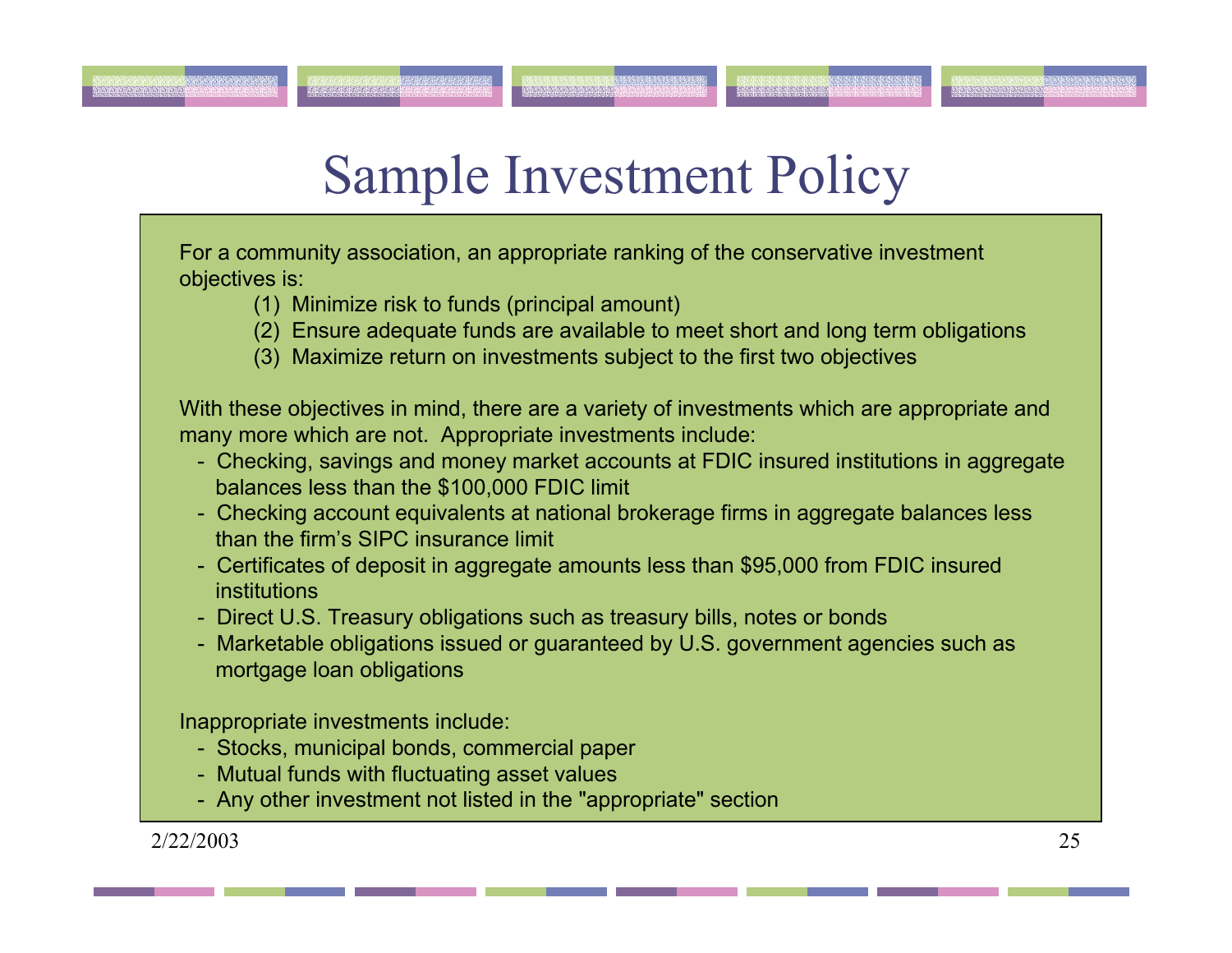# Sample Investment Policy

For a community association, an appropriate ranking of the conservative investment objectives is:

(1) Minimize risk to funds (principal amount)
(2) Ensure adequate funds are available to meet short and long term obligations
(3) Maximize return on investments subject to the first two objectives

With these objectives in mind, there are a variety of investments which are appropriate and many more which are not. Appropriate investments include:

- Checking, savings and money market accounts at FDIC insured institutions in aggregate balances less than the $100,000 FDIC limit
- Checking account equivalents at national brokerage firms in aggregate balances less than the firm's SIPC insurance limit
- Certificates of deposit in aggregate amounts less than $95,000 from FDIC insured institutions
- Direct U.S. Treasury obligations such as treasury bills, notes or bonds
- Marketable obligations issued or guaranteed by U.S. government agencies such as mortgage loan obligations

Inappropriate investments include:

- Stocks, municipal bonds, commercial paper
- Mutual funds with fluctuating asset values
- Any other investment not listed in the "appropriate" section

2/22/2003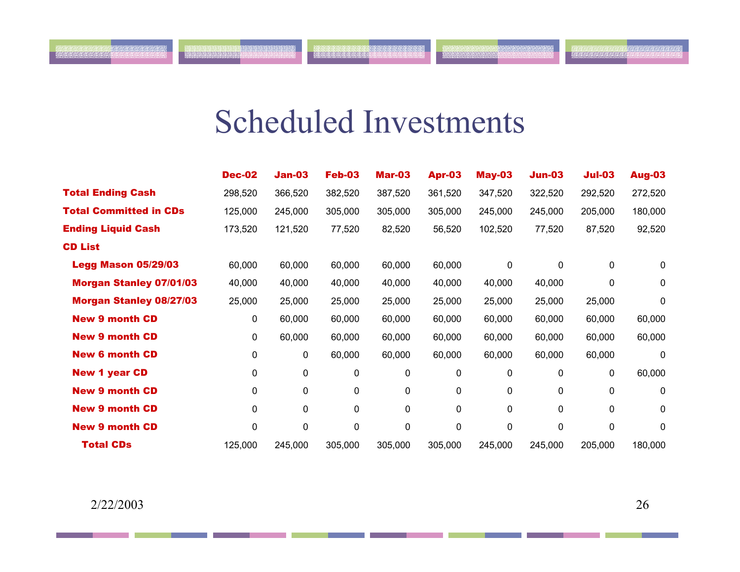# Scheduled Investments

| | Dec-02 | Jan-03 | Feb-03 | Mar-03 | Apr-03 | May-03 | Jun-03 | Jul-03 | Aug-03 |
|---|---|---|---|---|---|---|---|---|---|
| **Total Ending Cash** | 298,520 | 366,520 | 382,520 | 387,520 | 361,520 | 347,520 | 322,520 | 292,520 | 272,520 |
| **Total Committed in CDs** | 125,000 | 245,000 | 305,000 | 305,000 | 305,000 | 245,000 | 245,000 | 205,000 | 180,000 |
| **Ending Liquid Cash** | 173,520 | 121,520 | 77,520 | 82,520 | 56,520 | 102,520 | 77,520 | 87,520 | 92,520 |
| **CD List** | | | | | | | | | |
| **Legg Mason 05/29/03** | 60,000 | 60,000 | 60,000 | 60,000 | 60,000 | 0 | 0 | 0 | 0 |
| **Morgan Stanley 07/01/03** | 40,000 | 40,000 | 40,000 | 40,000 | 40,000 | 40,000 | 40,000 | 0 | 0 |
| **Morgan Stanley 08/27/03** | 25,000 | 25,000 | 25,000 | 25,000 | 25,000 | 25,000 | 25,000 | 25,000 | 0 |
| **New 9 month CD** | 0 | 60,000 | 60,000 | 60,000 | 60,000 | 60,000 | 60,000 | 60,000 | 60,000 |
| **New 9 month CD** | 0 | 60,000 | 60,000 | 60,000 | 60,000 | 60,000 | 60,000 | 60,000 | 60,000 |
| **New 6 month CD** | 0 | 0 | 60,000 | 60,000 | 60,000 | 60,000 | 60,000 | 60,000 | 0 |
| **New 1 year CD** | 0 | 0 | 0 | 0 | 0 | 0 | 0 | 0 | 60,000 |
| **New 9 month CD** | 0 | 0 | 0 | 0 | 0 | 0 | 0 | 0 | 0 |
| **New 9 month CD** | 0 | 0 | 0 | 0 | 0 | 0 | 0 | 0 | 0 |
| **New 9 month CD** | 0 | 0 | 0 | 0 | 0 | 0 | 0 | 0 | 0 |
| **Total CDs** | 125,000 | 245,000 | 305,000 | 305,000 | 305,000 | 245,000 | 245,000 | 205,000 | 180,000 |

2/22/2003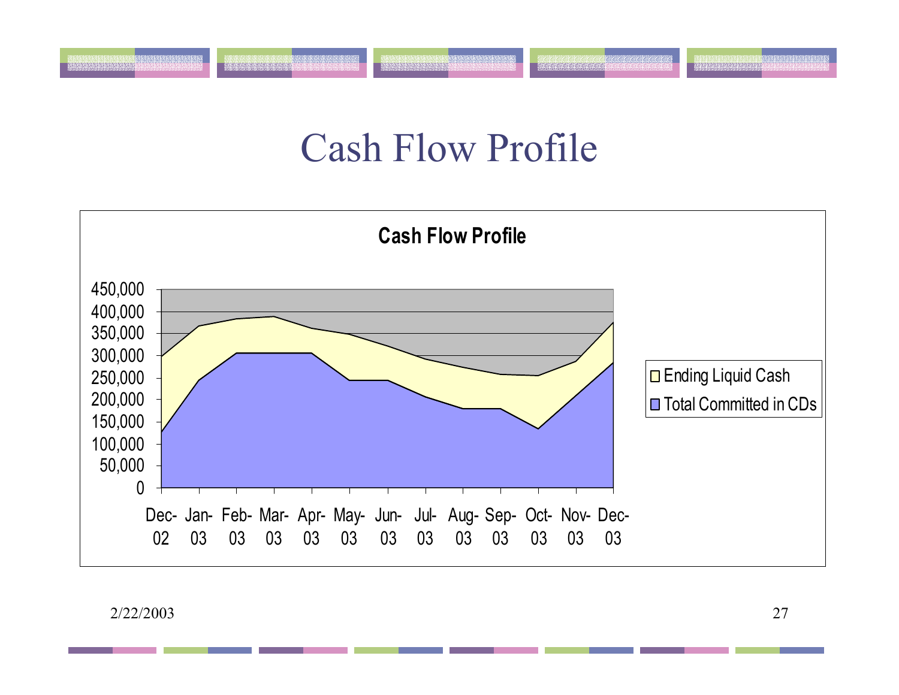# Cash Flow Profile

**Cash Flow Profile**

450,000
400,000
350,000
300,000
250,000
200,000
150,000
100,000
50,000
0

Dec-02 Jan-03 Feb-03 Mar-03 Apr-03 May-03 Jun-03 Jul-03 Aug-03 Sep-03 Oct-03 Nov-03 Dec-03

- Ending Liquid Cash
- Total Committed in CDs

2/22/2003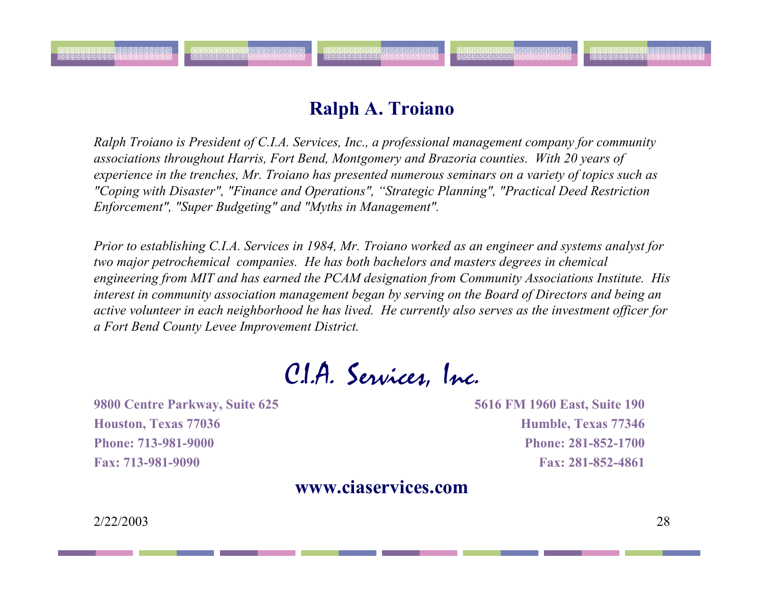## Ralph A. Troiano

*Ralph Troiano is President of C.I.A. Services, Inc., a professional management company for community associations throughout Harris, Fort Bend, Montgomery and Brazoria counties. With 20 years of experience in the trenches, Mr. Troiano has presented numerous seminars on a variety of topics such as "Coping with Disaster", "Finance and Operations", "Strategic Planning", "Practical Deed Restriction Enforcement", "Super Budgeting" and "Myths in Management".*

*Prior to establishing C.I.A. Services in 1984, Mr. Troiano worked as an engineer and systems analyst for two major petrochemical companies. He has both bachelors and masters degrees in chemical engineering from MIT and has earned the PCAM designation from Community Associations Institute. His interest in community association management began by serving on the Board of Directors and being an active volunteer in each neighborhood he has lived. He currently also serves as the investment officer for a Fort Bend County Levee Improvement District.*

# C.I.A. Services, Inc.

**9800 Centre Parkway, Suite 625**
**Houston, Texas 77036**
**Phone: 713-981-9000**
**Fax: 713-981-9090**

**5616 FM 1960 East, Suite 190**
**Humble, Texas 77346**
**Phone: 281-852-1700**
**Fax: 281-852-4861**

**www.ciaservices.com**

2/22/2003